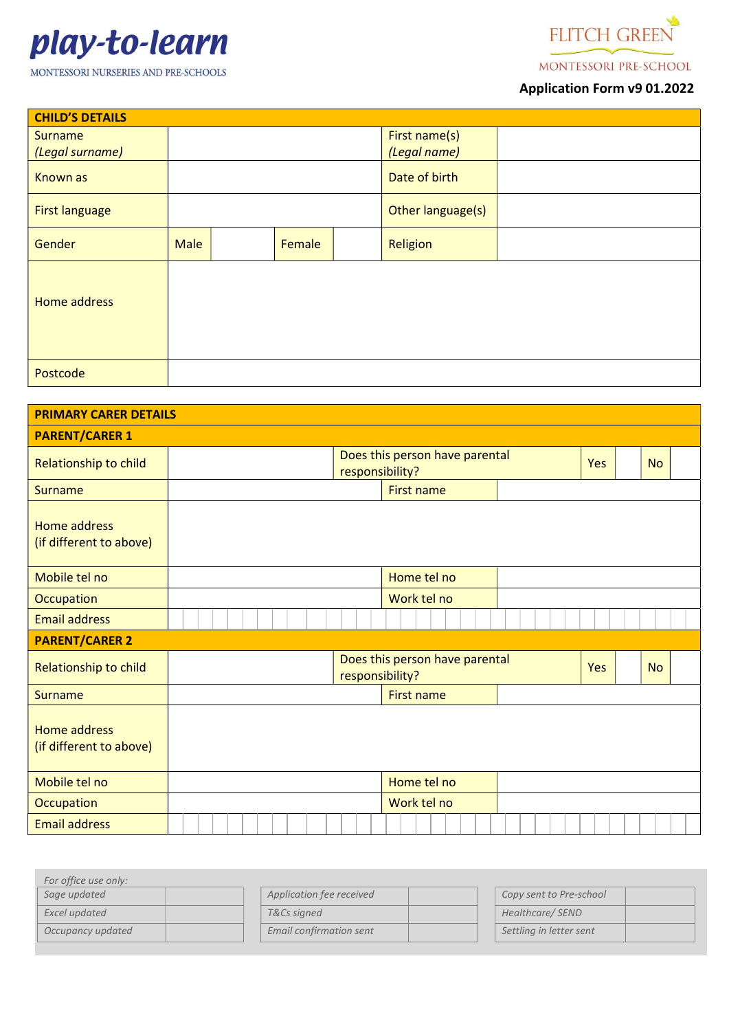**play-to-learn**

MONTESSORI NURSERIES AND PRE-SCHOOLS

FLITCH GREEN

MONTESSORI PRE-SCHOOL

**Application Form v9 01.2022**

| **CHILD'S DETAILS** | | | | | |
|---|---|---|---|---|---|
| Surname *(Legal surname)* | | | | First name(s) *(Legal name)* | |
| Known as | | | | Date of birth | |
| First language | | | | Other language(s) | |
| Gender | Male | | Female | Religion | |
| Home address | | | | | |
| Postcode | | | | | |

| **PRIMARY CARER DETAILS** | | | | | | | |
|---|---|---|---|---|---|---|---|
| **PARENT/CARER 1** | | | | | | | |
| Relationship to child | | Does this person have parental responsibility? | | Yes | | No | |
| Surname | | First name | | | | | |
| Home address (if different to above) | | | | | | | |
| Mobile tel no | | Home tel no | | | | | |
| Occupation | | Work tel no | | | | | |
| Email address | | | | | | | |
| **PARENT/CARER 2** | | | | | | | |
| Relationship to child | | Does this person have parental responsibility? | | Yes | | No | |
| Surname | | First name | | | | | |
| Home address (if different to above) | | | | | | | |
| Mobile tel no | | Home tel no | | | | | |
| Occupation | | Work tel no | | | | | |
| Email address | | | | | | | |

*For office use only:*

| *Sage updated* | | *Application fee received* | | *Copy sent to Pre-school* | |
|---|---|---|---|---|---|
| *Excel updated* | | *T&Cs signed* | | *Healthcare/ SEND* | |
| *Occupancy updated* | | *Email confirmation sent* | | *Settling in letter sent* | |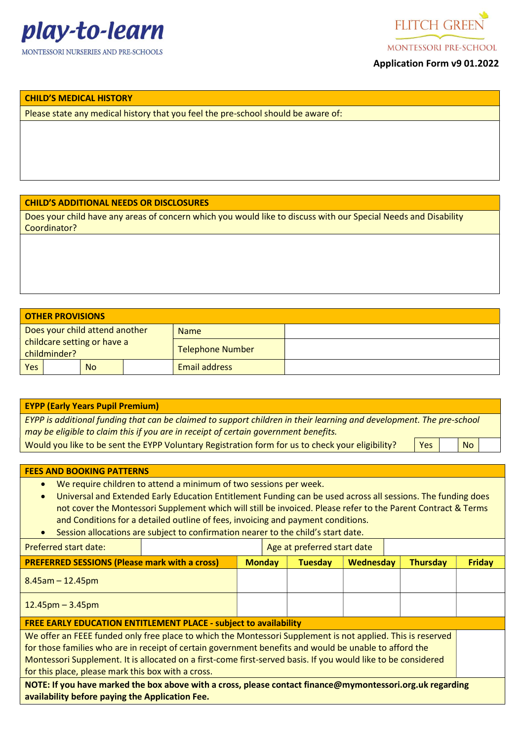**play-to-learn**
MONTESSORI NURSERIES AND PRE-SCHOOLS

FLITCH GREEN
MONTESSORI PRE-SCHOOL

**Application Form v9 01.2022**

| **CHILD'S MEDICAL HISTORY** |
|---|
| Please state any medical history that you feel the pre-school should be aware of: |
| |

| **CHILD'S ADDITIONAL NEEDS OR DISCLOSURES** |
|---|
| Does your child have any areas of concern which you would like to discuss with our Special Needs and Disability Coordinator? |
| |

| **OTHER PROVISIONS** | | | | | |
|---|---|---|---|---|---|
| Does your child attend another childcare setting or have a childminder? | | | | Name | |
| | | | | Telephone Number | |
| Yes | | No | | Email address | |

| **EYPP (Early Years Pupil Premium)** | | | | |
|---|---|---|---|---|
| *EYPP is additional funding that can be claimed to support children in their learning and development. The pre-school may be eligible to claim this if you are in receipt of certain government benefits.* | | | | |
| Would you like to be sent the EYPP Voluntary Registration form for us to check your eligibility? | Yes | | No | |

**FEES AND BOOKING PATTERNS**

- We require children to attend a minimum of two sessions per week.
- Universal and Extended Early Education Entitlement Funding can be used across all sessions. The funding does not cover the Montessori Supplement which will still be invoiced. Please refer to the Parent Contract & Terms and Conditions for a detailed outline of fees, invoicing and payment conditions.
- Session allocations are subject to confirmation nearer to the child's start date.

| Preferred start date: | | Age at preferred start date | |
|---|---|---|---|

| **PREFERRED SESSIONS (Please mark with a cross)** | **Monday** | **Tuesday** | **Wednesday** | **Thursday** | **Friday** |
|---|---|---|---|---|---|
| 8.45am – 12.45pm | | | | | |
| 12.45pm – 3.45pm | | | | | |

| **FREE EARLY EDUCATION ENTITLEMENT PLACE - subject to availability** | |
|---|---|
| We offer an FEEE funded only free place to which the Montessori Supplement is not applied. This is reserved for those families who are in receipt of certain government benefits and would be unable to afford the Montessori Supplement. It is allocated on a first-come first-served basis. If you would like to be considered for this place, please mark this box with a cross. | |
| **NOTE: If you have marked the box above with a cross, please contact finance@mymontessori.org.uk regarding availability before paying the Application Fee.** | |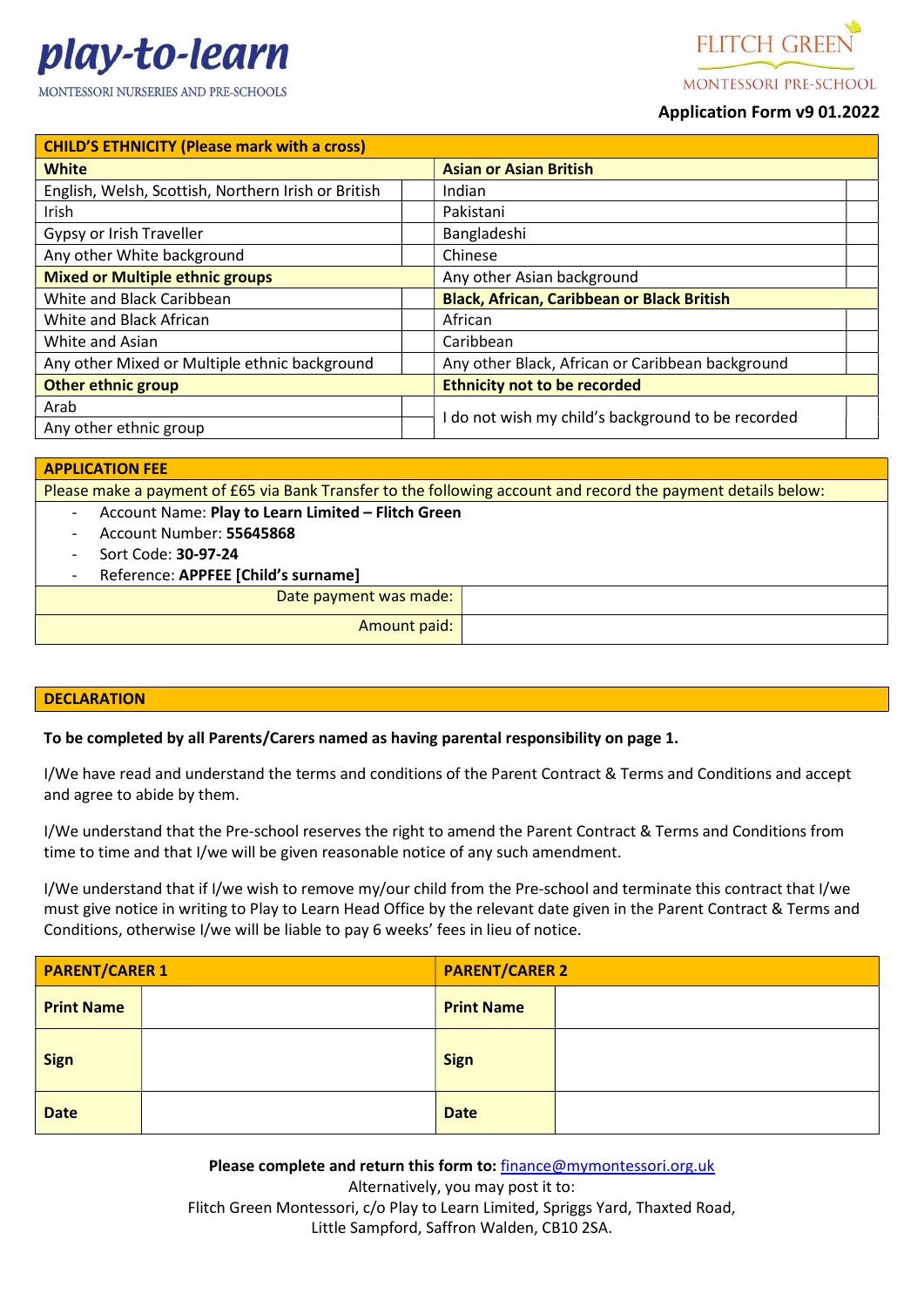**play-to-learn**
MONTESSORI NURSERIES AND PRE-SCHOOLS

FLITCH GREEN
MONTESSORI PRE-SCHOOL

**Application Form v9 01.2022**

| **CHILD'S ETHNICITY (Please mark with a cross)** | | | |
|---|---|---|---|
| **White** | | **Asian or Asian British** | |
| English, Welsh, Scottish, Northern Irish or British | | Indian | |
| Irish | | Pakistani | |
| Gypsy or Irish Traveller | | Bangladeshi | |
| Any other White background | | Chinese | |
| **Mixed or Multiple ethnic groups** | | Any other Asian background | |
| White and Black Caribbean | | **Black, African, Caribbean or Black British** | |
| White and Black African | | African | |
| White and Asian | | Caribbean | |
| Any other Mixed or Multiple ethnic background | | Any other Black, African or Caribbean background | |
| **Other ethnic group** | | **Ethnicity not to be recorded** | |
| Arab | | I do not wish my child's background to be recorded | |
| Any other ethnic group | | | |

## APPLICATION FEE

Please make a payment of £65 via Bank Transfer to the following account and record the payment details below:

- Account Name: **Play to Learn Limited – Flitch Green**
- Account Number: **55645868**
- Sort Code: **30-97-24**
- Reference: **APPFEE [Child's surname]**

| | |
|---|---|
| Date payment was made: | |
| Amount paid: | |

## DECLARATION

**To be completed by all Parents/Carers named as having parental responsibility on page 1.**

I/We have read and understand the terms and conditions of the Parent Contract & Terms and Conditions and accept and agree to abide by them.

I/We understand that the Pre-school reserves the right to amend the Parent Contract & Terms and Conditions from time to time and that I/we will be given reasonable notice of any such amendment.

I/We understand that if I/we wish to remove my/our child from the Pre-school and terminate this contract that I/we must give notice in writing to Play to Learn Head Office by the relevant date given in the Parent Contract & Terms and Conditions, otherwise I/we will be liable to pay 6 weeks' fees in lieu of notice.

| **PARENT/CARER 1** | | **PARENT/CARER 2** | |
|---|---|---|---|
| **Print Name** | | **Print Name** | |
| **Sign** | | **Sign** | |
| **Date** | | **Date** | |

**Please complete and return this form to:** finance@mymontessori.org.uk
Alternatively, you may post it to:
Flitch Green Montessori, c/o Play to Learn Limited, Spriggs Yard, Thaxted Road, Little Sampford, Saffron Walden, CB10 2SA.